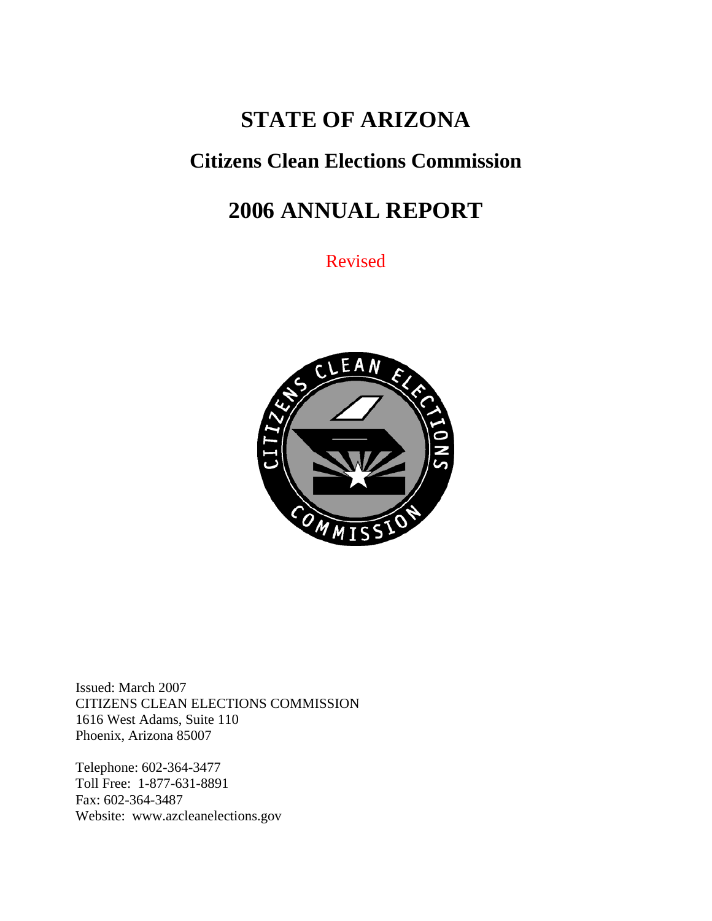# STATE OF ARIZONA

## Citizens Clean Elections Commission

# 2006 ANNUAL REPORT

Revised

Issued: March 2007
CITIZENS CLEAN ELECTIONS COMMISSION
1616 West Adams, Suite 110
Phoenix, Arizona 85007

Telephone: 602-364-3477
Toll Free: 1-877-631-8891
Fax: 602-364-3487
Website: www.azcleanelections.gov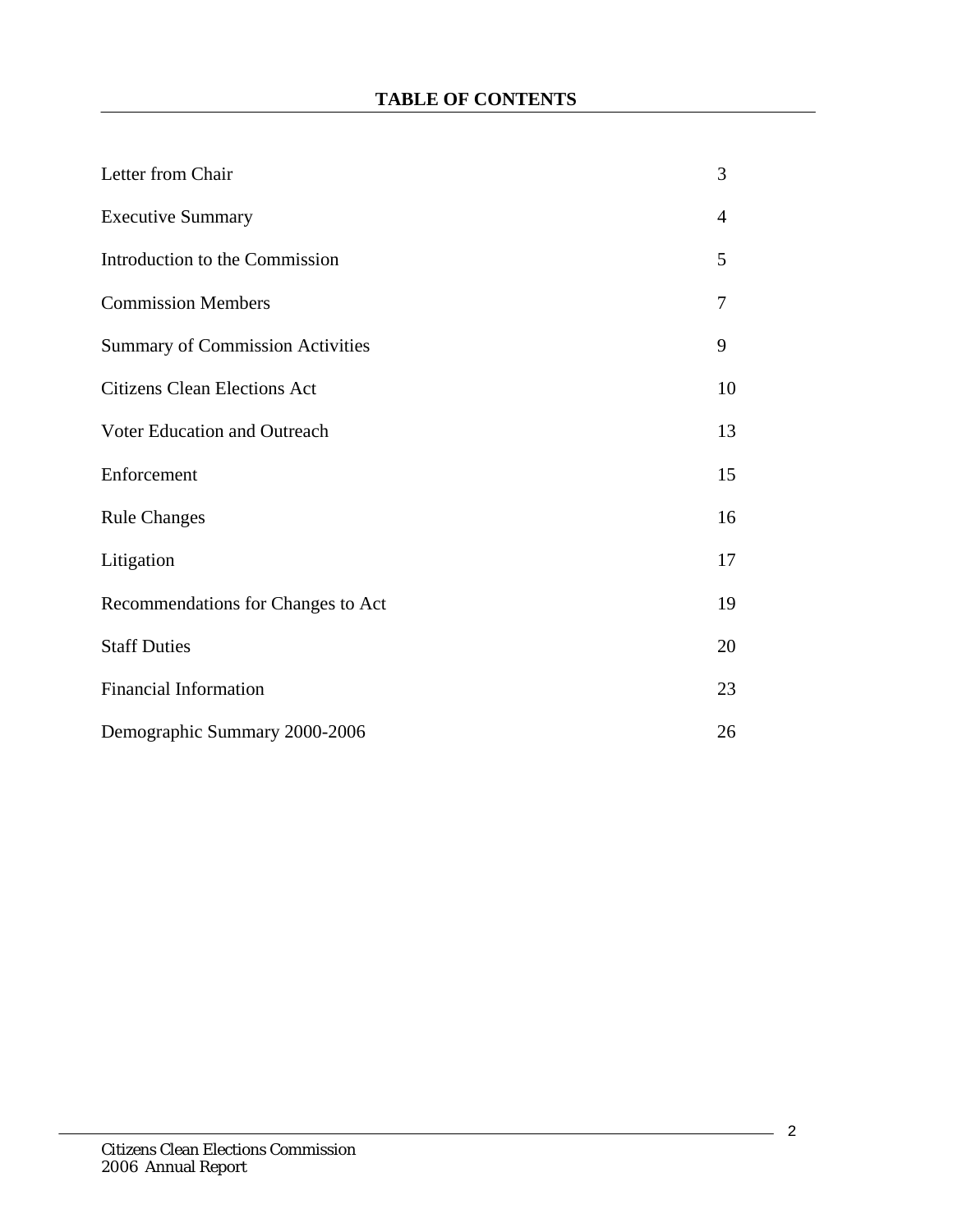# TABLE OF CONTENTS

| | |
|---|---|
| Letter from Chair | 3 |
| Executive Summary | 4 |
| Introduction to the Commission | 5 |
| Commission Members | 7 |
| Summary of Commission Activities | 9 |
| Citizens Clean Elections Act | 10 |
| Voter Education and Outreach | 13 |
| Enforcement | 15 |
| Rule Changes | 16 |
| Litigation | 17 |
| Recommendations for Changes to Act | 19 |
| Staff Duties | 20 |
| Financial Information | 23 |
| Demographic Summary 2000-2006 | 26 |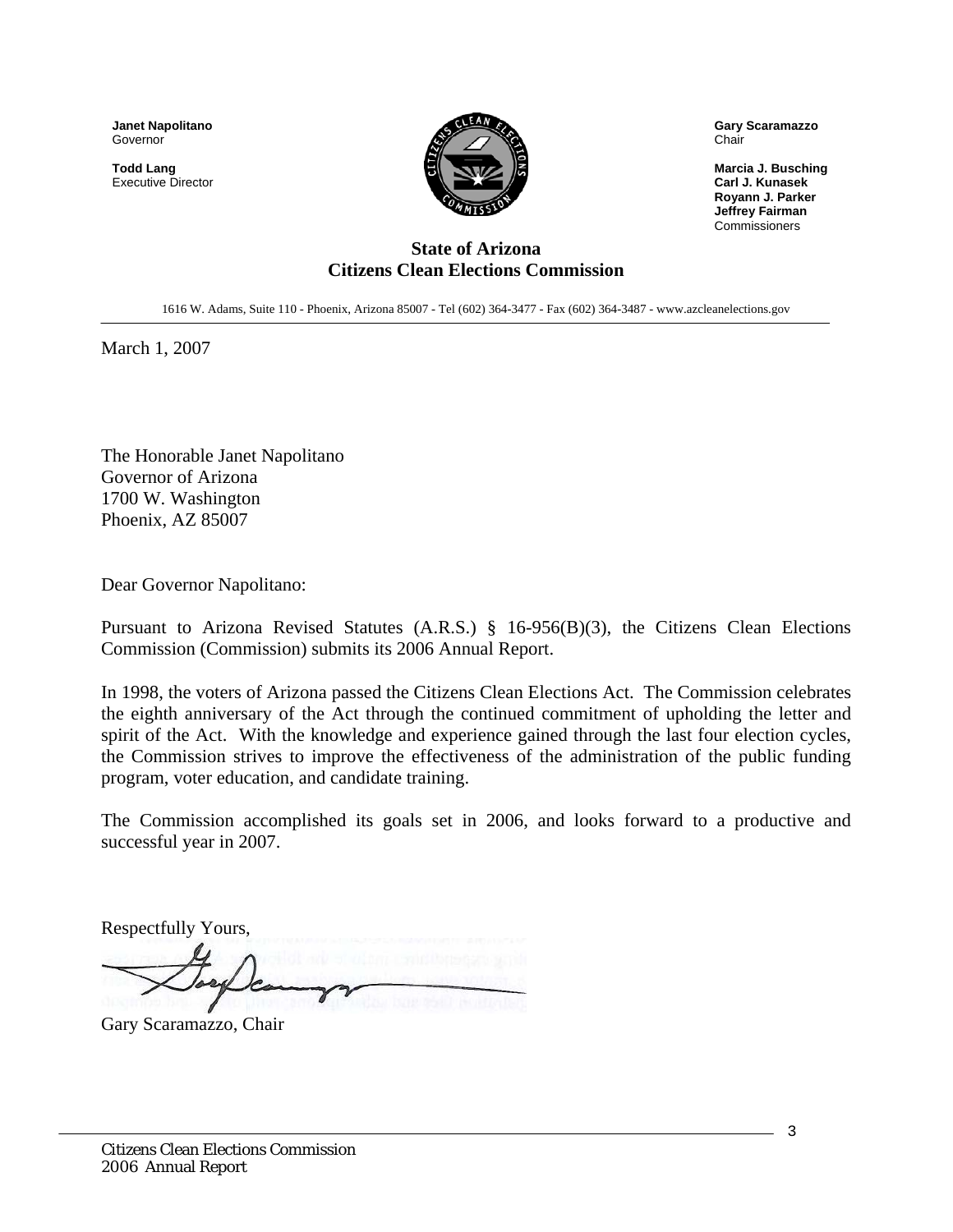**Janet Napolitano**
Governor

**Todd Lang**
Executive Director

**Gary Scaramazzo**
Chair

**Marcia J. Busching**
**Carl J. Kunasek**
**Royann J. Parker**
**Jeffrey Fairman**
Commissioners

**State of Arizona**
**Citizens Clean Elections Commission**

1616 W. Adams, Suite 110 - Phoenix, Arizona 85007 - Tel (602) 364-3477 - Fax (602) 364-3487 - www.azcleanelections.gov

March 1, 2007

The Honorable Janet Napolitano
Governor of Arizona
1700 W. Washington
Phoenix, AZ 85007

Dear Governor Napolitano:

Pursuant to Arizona Revised Statutes (A.R.S.) § 16-956(B)(3), the Citizens Clean Elections Commission (Commission) submits its 2006 Annual Report.

In 1998, the voters of Arizona passed the Citizens Clean Elections Act. The Commission celebrates the eighth anniversary of the Act through the continued commitment of upholding the letter and spirit of the Act. With the knowledge and experience gained through the last four election cycles, the Commission strives to improve the effectiveness of the administration of the public funding program, voter education, and candidate training.

The Commission accomplished its goals set in 2006, and looks forward to a productive and successful year in 2007.

Respectfully Yours,

Gary Scaramazzo, Chair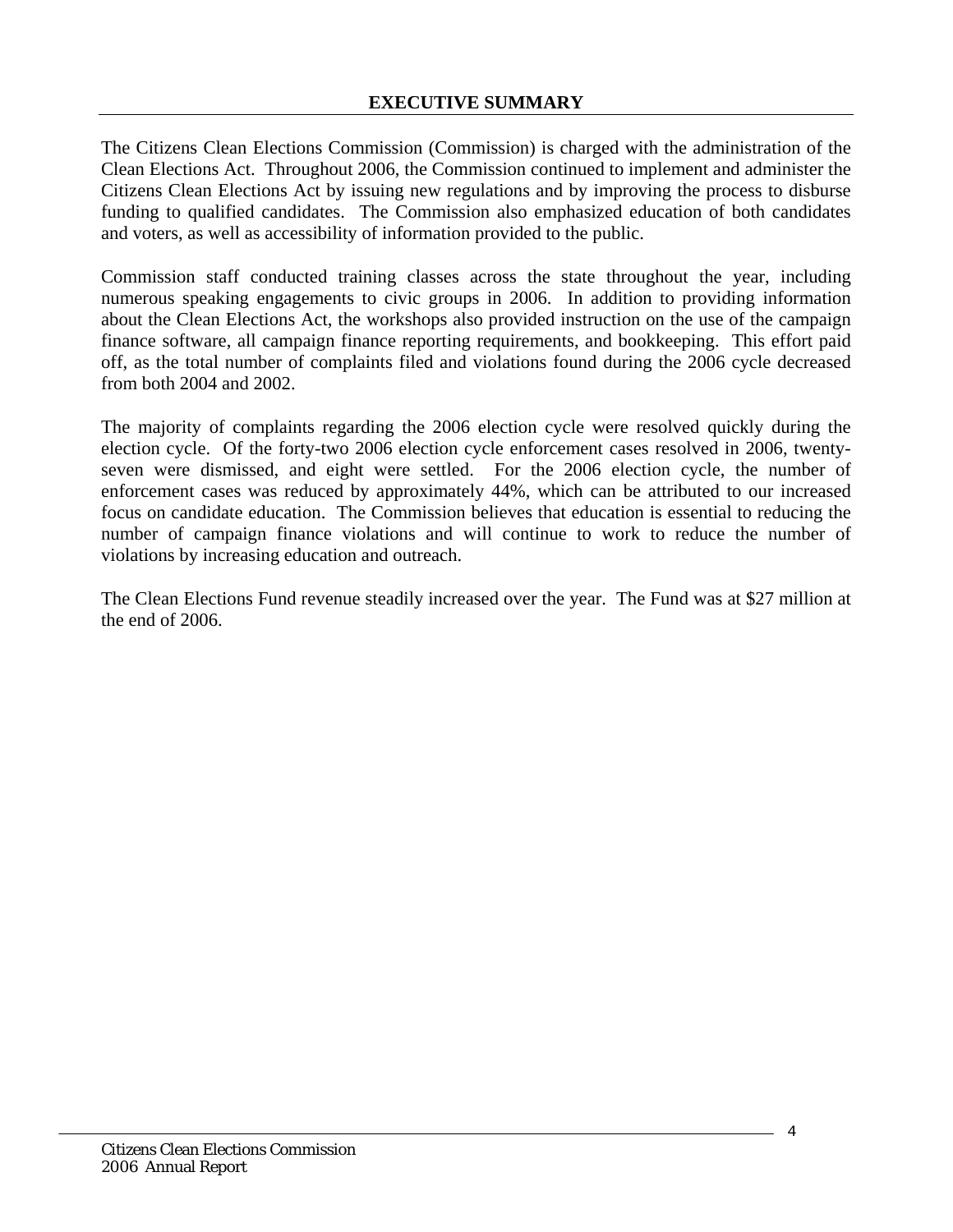# EXECUTIVE SUMMARY

The Citizens Clean Elections Commission (Commission) is charged with the administration of the Clean Elections Act. Throughout 2006, the Commission continued to implement and administer the Citizens Clean Elections Act by issuing new regulations and by improving the process to disburse funding to qualified candidates. The Commission also emphasized education of both candidates and voters, as well as accessibility of information provided to the public.

Commission staff conducted training classes across the state throughout the year, including numerous speaking engagements to civic groups in 2006. In addition to providing information about the Clean Elections Act, the workshops also provided instruction on the use of the campaign finance software, all campaign finance reporting requirements, and bookkeeping. This effort paid off, as the total number of complaints filed and violations found during the 2006 cycle decreased from both 2004 and 2002.

The majority of complaints regarding the 2006 election cycle were resolved quickly during the election cycle. Of the forty-two 2006 election cycle enforcement cases resolved in 2006, twenty-seven were dismissed, and eight were settled. For the 2006 election cycle, the number of enforcement cases was reduced by approximately 44%, which can be attributed to our increased focus on candidate education. The Commission believes that education is essential to reducing the number of campaign finance violations and will continue to work to reduce the number of violations by increasing education and outreach.

The Clean Elections Fund revenue steadily increased over the year. The Fund was at $27 million at the end of 2006.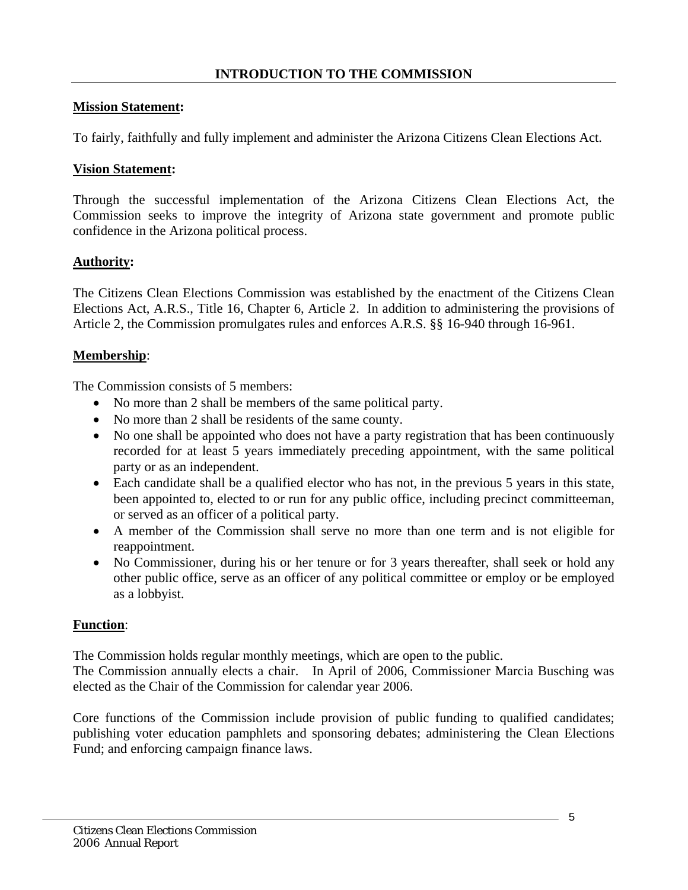## INTRODUCTION TO THE COMMISSION

**Mission Statement:**

To fairly, faithfully and fully implement and administer the Arizona Citizens Clean Elections Act.

**Vision Statement:**

Through the successful implementation of the Arizona Citizens Clean Elections Act, the Commission seeks to improve the integrity of Arizona state government and promote public confidence in the Arizona political process.

**Authority:**

The Citizens Clean Elections Commission was established by the enactment of the Citizens Clean Elections Act, A.R.S., Title 16, Chapter 6, Article 2. In addition to administering the provisions of Article 2, the Commission promulgates rules and enforces A.R.S. §§ 16-940 through 16-961.

**Membership**:

The Commission consists of 5 members:

- No more than 2 shall be members of the same political party.
- No more than 2 shall be residents of the same county.
- No one shall be appointed who does not have a party registration that has been continuously recorded for at least 5 years immediately preceding appointment, with the same political party or as an independent.
- Each candidate shall be a qualified elector who has not, in the previous 5 years in this state, been appointed to, elected to or run for any public office, including precinct committeeman, or served as an officer of a political party.
- A member of the Commission shall serve no more than one term and is not eligible for reappointment.
- No Commissioner, during his or her tenure or for 3 years thereafter, shall seek or hold any other public office, serve as an officer of any political committee or employ or be employed as a lobbyist.

**Function**:

The Commission holds regular monthly meetings, which are open to the public.
The Commission annually elects a chair. In April of 2006, Commissioner Marcia Busching was elected as the Chair of the Commission for calendar year 2006.

Core functions of the Commission include provision of public funding to qualified candidates; publishing voter education pamphlets and sponsoring debates; administering the Clean Elections Fund; and enforcing campaign finance laws.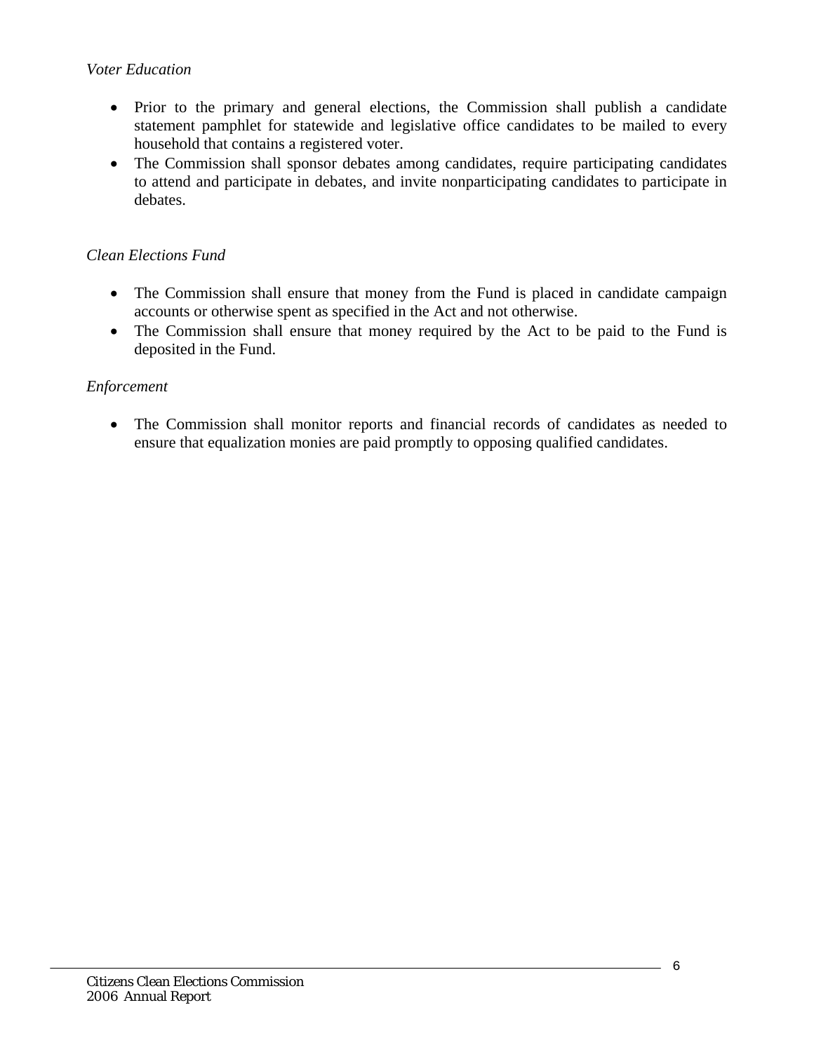*Voter Education*

- Prior to the primary and general elections, the Commission shall publish a candidate statement pamphlet for statewide and legislative office candidates to be mailed to every household that contains a registered voter.
- The Commission shall sponsor debates among candidates, require participating candidates to attend and participate in debates, and invite nonparticipating candidates to participate in debates.

*Clean Elections Fund*

- The Commission shall ensure that money from the Fund is placed in candidate campaign accounts or otherwise spent as specified in the Act and not otherwise.
- The Commission shall ensure that money required by the Act to be paid to the Fund is deposited in the Fund.

*Enforcement*

- The Commission shall monitor reports and financial records of candidates as needed to ensure that equalization monies are paid promptly to opposing qualified candidates.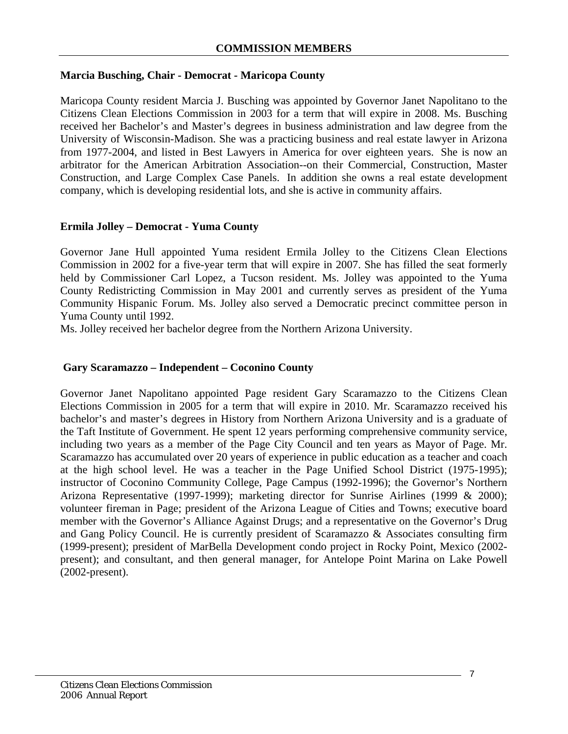## COMMISSION MEMBERS

### Marcia Busching, Chair - Democrat - Maricopa County

Maricopa County resident Marcia J. Busching was appointed by Governor Janet Napolitano to the Citizens Clean Elections Commission in 2003 for a term that will expire in 2008. Ms. Busching received her Bachelor's and Master's degrees in business administration and law degree from the University of Wisconsin-Madison. She was a practicing business and real estate lawyer in Arizona from 1977-2004, and listed in Best Lawyers in America for over eighteen years. She is now an arbitrator for the American Arbitration Association--on their Commercial, Construction, Master Construction, and Large Complex Case Panels. In addition she owns a real estate development company, which is developing residential lots, and she is active in community affairs.

### Ermila Jolley – Democrat - Yuma County

Governor Jane Hull appointed Yuma resident Ermila Jolley to the Citizens Clean Elections Commission in 2002 for a five-year term that will expire in 2007. She has filled the seat formerly held by Commissioner Carl Lopez, a Tucson resident. Ms. Jolley was appointed to the Yuma County Redistricting Commission in May 2001 and currently serves as president of the Yuma Community Hispanic Forum. Ms. Jolley also served a Democratic precinct committee person in Yuma County until 1992.

Ms. Jolley received her bachelor degree from the Northern Arizona University.

### Gary Scaramazzo – Independent – Coconino County

Governor Janet Napolitano appointed Page resident Gary Scaramazzo to the Citizens Clean Elections Commission in 2005 for a term that will expire in 2010. Mr. Scaramazzo received his bachelor's and master's degrees in History from Northern Arizona University and is a graduate of the Taft Institute of Government. He spent 12 years performing comprehensive community service, including two years as a member of the Page City Council and ten years as Mayor of Page. Mr. Scaramazzo has accumulated over 20 years of experience in public education as a teacher and coach at the high school level. He was a teacher in the Page Unified School District (1975-1995); instructor of Coconino Community College, Page Campus (1992-1996); the Governor's Northern Arizona Representative (1997-1999); marketing director for Sunrise Airlines (1999 & 2000); volunteer fireman in Page; president of the Arizona League of Cities and Towns; executive board member with the Governor's Alliance Against Drugs; and a representative on the Governor's Drug and Gang Policy Council. He is currently president of Scaramazzo & Associates consulting firm (1999-present); president of MarBella Development condo project in Rocky Point, Mexico (2002-present); and consultant, and then general manager, for Antelope Point Marina on Lake Powell (2002-present).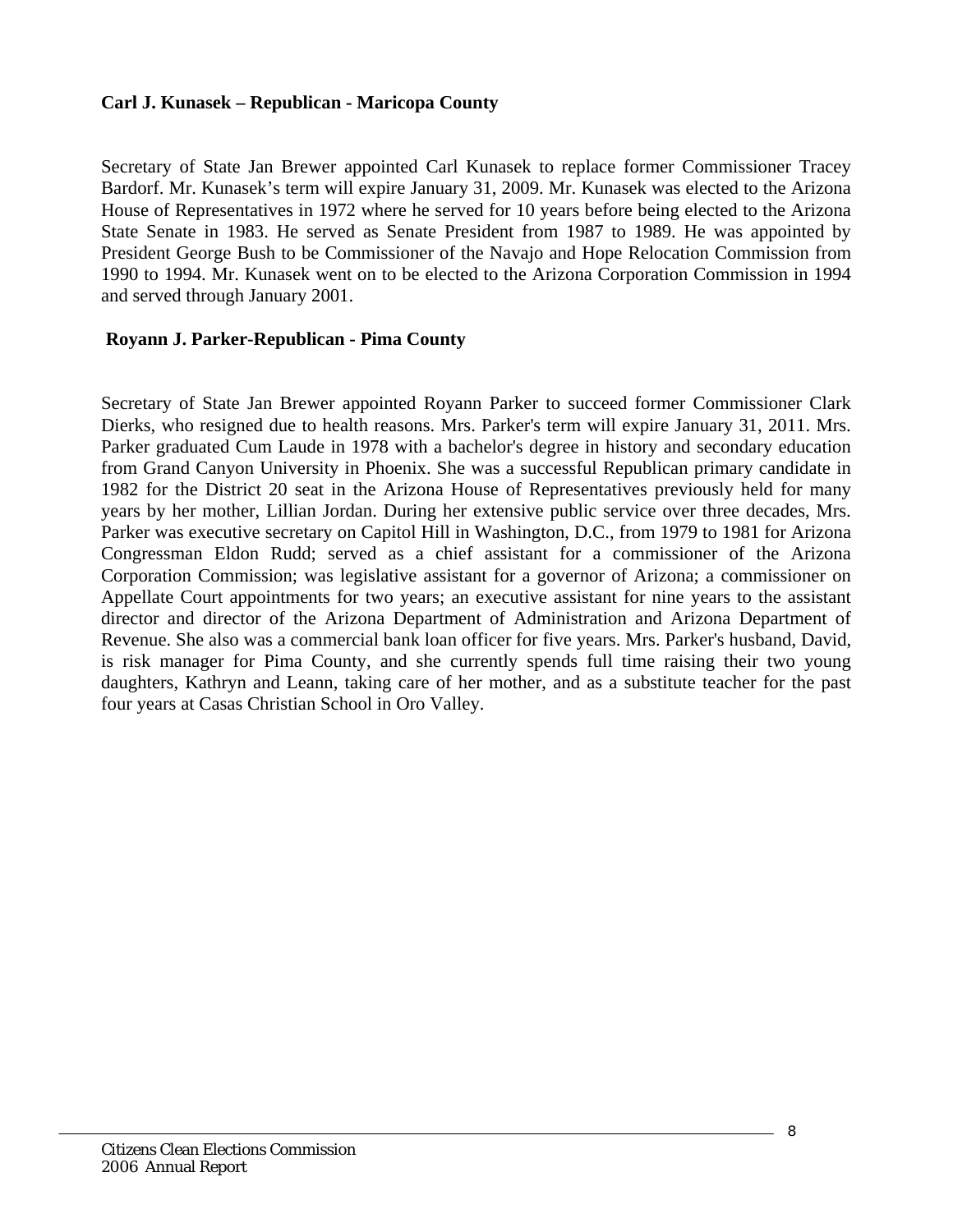**Carl J. Kunasek – Republican - Maricopa County**

Secretary of State Jan Brewer appointed Carl Kunasek to replace former Commissioner Tracey Bardorf. Mr. Kunasek's term will expire January 31, 2009. Mr. Kunasek was elected to the Arizona House of Representatives in 1972 where he served for 10 years before being elected to the Arizona State Senate in 1983. He served as Senate President from 1987 to 1989. He was appointed by President George Bush to be Commissioner of the Navajo and Hope Relocation Commission from 1990 to 1994. Mr. Kunasek went on to be elected to the Arizona Corporation Commission in 1994 and served through January 2001.

**Royann J. Parker-Republican - Pima County**

Secretary of State Jan Brewer appointed Royann Parker to succeed former Commissioner Clark Dierks, who resigned due to health reasons. Mrs. Parker's term will expire January 31, 2011. Mrs. Parker graduated Cum Laude in 1978 with a bachelor's degree in history and secondary education from Grand Canyon University in Phoenix. She was a successful Republican primary candidate in 1982 for the District 20 seat in the Arizona House of Representatives previously held for many years by her mother, Lillian Jordan. During her extensive public service over three decades, Mrs. Parker was executive secretary on Capitol Hill in Washington, D.C., from 1979 to 1981 for Arizona Congressman Eldon Rudd; served as a chief assistant for a commissioner of the Arizona Corporation Commission; was legislative assistant for a governor of Arizona; a commissioner on Appellate Court appointments for two years; an executive assistant for nine years to the assistant director and director of the Arizona Department of Administration and Arizona Department of Revenue. She also was a commercial bank loan officer for five years. Mrs. Parker's husband, David, is risk manager for Pima County, and she currently spends full time raising their two young daughters, Kathryn and Leann, taking care of her mother, and as a substitute teacher for the past four years at Casas Christian School in Oro Valley.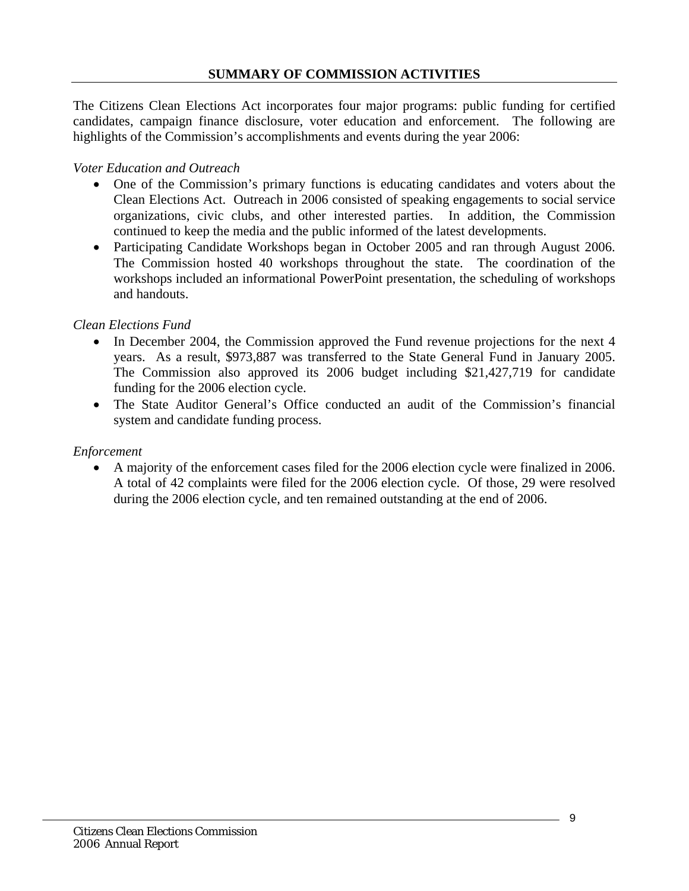## SUMMARY OF COMMISSION ACTIVITIES

The Citizens Clean Elections Act incorporates four major programs: public funding for certified candidates, campaign finance disclosure, voter education and enforcement. The following are highlights of the Commission's accomplishments and events during the year 2006:

*Voter Education and Outreach*

- One of the Commission's primary functions is educating candidates and voters about the Clean Elections Act. Outreach in 2006 consisted of speaking engagements to social service organizations, civic clubs, and other interested parties. In addition, the Commission continued to keep the media and the public informed of the latest developments.
- Participating Candidate Workshops began in October 2005 and ran through August 2006. The Commission hosted 40 workshops throughout the state. The coordination of the workshops included an informational PowerPoint presentation, the scheduling of workshops and handouts.

*Clean Elections Fund*

- In December 2004, the Commission approved the Fund revenue projections for the next 4 years. As a result, $973,887 was transferred to the State General Fund in January 2005. The Commission also approved its 2006 budget including $21,427,719 for candidate funding for the 2006 election cycle.
- The State Auditor General's Office conducted an audit of the Commission's financial system and candidate funding process.

*Enforcement*

- A majority of the enforcement cases filed for the 2006 election cycle were finalized in 2006. A total of 42 complaints were filed for the 2006 election cycle. Of those, 29 were resolved during the 2006 election cycle, and ten remained outstanding at the end of 2006.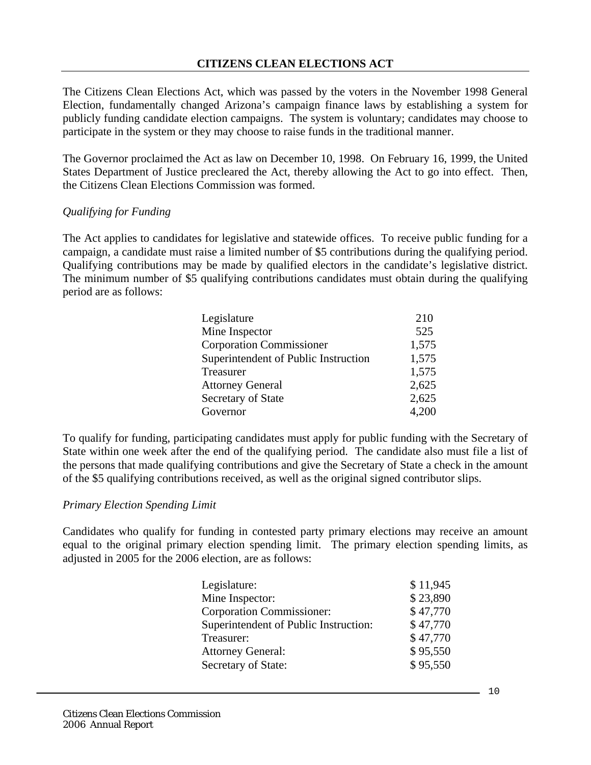## CITIZENS CLEAN ELECTIONS ACT

The Citizens Clean Elections Act, which was passed by the voters in the November 1998 General Election, fundamentally changed Arizona's campaign finance laws by establishing a system for publicly funding candidate election campaigns. The system is voluntary; candidates may choose to participate in the system or they may choose to raise funds in the traditional manner.

The Governor proclaimed the Act as law on December 10, 1998. On February 16, 1999, the United States Department of Justice precleared the Act, thereby allowing the Act to go into effect. Then, the Citizens Clean Elections Commission was formed.

*Qualifying for Funding*

The Act applies to candidates for legislative and statewide offices. To receive public funding for a campaign, a candidate must raise a limited number of $5 contributions during the qualifying period. Qualifying contributions may be made by qualified electors in the candidate's legislative district. The minimum number of $5 qualifying contributions candidates must obtain during the qualifying period are as follows:

| | |
|---|---|
| Legislature | 210 |
| Mine Inspector | 525 |
| Corporation Commissioner | 1,575 |
| Superintendent of Public Instruction | 1,575 |
| Treasurer | 1,575 |
| Attorney General | 2,625 |
| Secretary of State | 2,625 |
| Governor | 4,200 |

To qualify for funding, participating candidates must apply for public funding with the Secretary of State within one week after the end of the qualifying period. The candidate also must file a list of the persons that made qualifying contributions and give the Secretary of State a check in the amount of the $5 qualifying contributions received, as well as the original signed contributor slips.

*Primary Election Spending Limit*

Candidates who qualify for funding in contested party primary elections may receive an amount equal to the original primary election spending limit. The primary election spending limits, as adjusted in 2005 for the 2006 election, are as follows:

| | |
|---|---|
| Legislature: | $ 11,945 |
| Mine Inspector: | $ 23,890 |
| Corporation Commissioner: | $ 47,770 |
| Superintendent of Public Instruction: | $ 47,770 |
| Treasurer: | $ 47,770 |
| Attorney General: | $ 95,550 |
| Secretary of State: | $ 95,550 |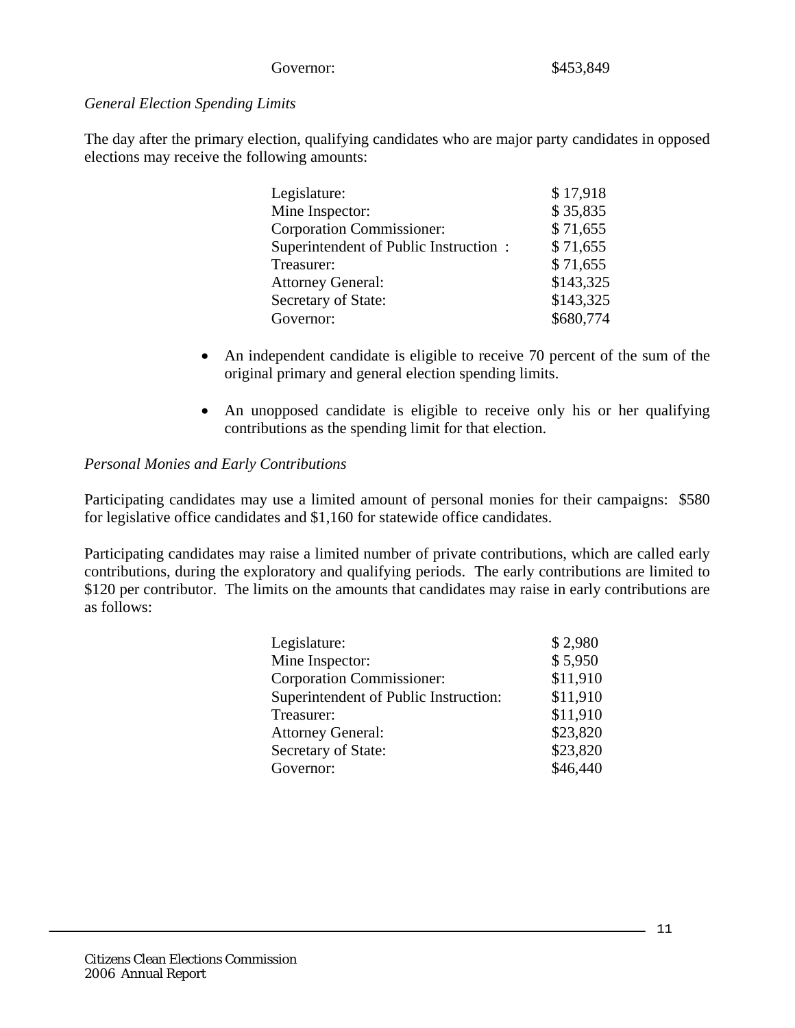| | |
|---|---|
| Governor: | $453,849 |

*General Election Spending Limits*

The day after the primary election, qualifying candidates who are major party candidates in opposed elections may receive the following amounts:

| | |
|---|---|
| Legislature: | $ 17,918 |
| Mine Inspector: | $ 35,835 |
| Corporation Commissioner: | $ 71,655 |
| Superintendent of Public Instruction : | $ 71,655 |
| Treasurer: | $ 71,655 |
| Attorney General: | $143,325 |
| Secretary of State: | $143,325 |
| Governor: | $680,774 |

- An independent candidate is eligible to receive 70 percent of the sum of the original primary and general election spending limits.
- An unopposed candidate is eligible to receive only his or her qualifying contributions as the spending limit for that election.

*Personal Monies and Early Contributions*

Participating candidates may use a limited amount of personal monies for their campaigns: $580 for legislative office candidates and $1,160 for statewide office candidates.

Participating candidates may raise a limited number of private contributions, which are called early contributions, during the exploratory and qualifying periods. The early contributions are limited to $120 per contributor. The limits on the amounts that candidates may raise in early contributions are as follows:

| | |
|---|---|
| Legislature: | $ 2,980 |
| Mine Inspector: | $ 5,950 |
| Corporation Commissioner: | $11,910 |
| Superintendent of Public Instruction: | $11,910 |
| Treasurer: | $11,910 |
| Attorney General: | $23,820 |
| Secretary of State: | $23,820 |
| Governor: | $46,440 |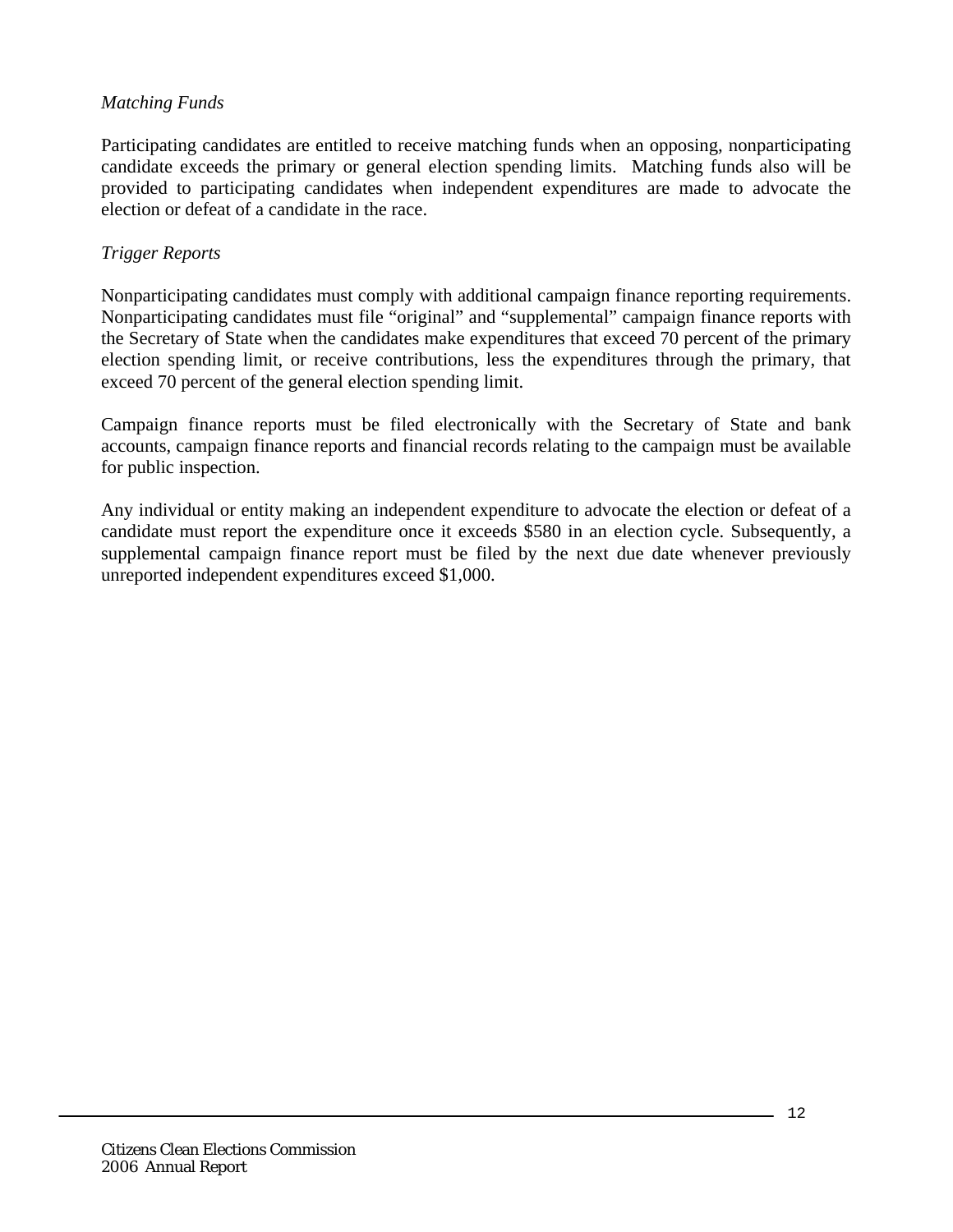*Matching Funds*

Participating candidates are entitled to receive matching funds when an opposing, nonparticipating candidate exceeds the primary or general election spending limits. Matching funds also will be provided to participating candidates when independent expenditures are made to advocate the election or defeat of a candidate in the race.

*Trigger Reports*

Nonparticipating candidates must comply with additional campaign finance reporting requirements. Nonparticipating candidates must file "original" and "supplemental" campaign finance reports with the Secretary of State when the candidates make expenditures that exceed 70 percent of the primary election spending limit, or receive contributions, less the expenditures through the primary, that exceed 70 percent of the general election spending limit.

Campaign finance reports must be filed electronically with the Secretary of State and bank accounts, campaign finance reports and financial records relating to the campaign must be available for public inspection.

Any individual or entity making an independent expenditure to advocate the election or defeat of a candidate must report the expenditure once it exceeds $580 in an election cycle. Subsequently, a supplemental campaign finance report must be filed by the next due date whenever previously unreported independent expenditures exceed $1,000.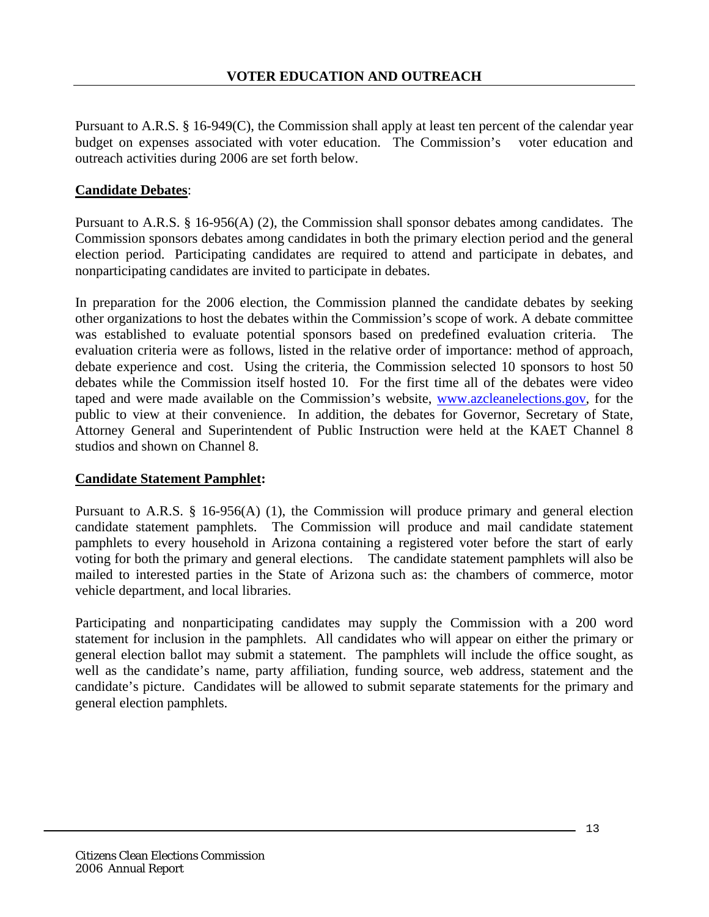## VOTER EDUCATION AND OUTREACH

Pursuant to A.R.S. § 16-949(C), the Commission shall apply at least ten percent of the calendar year budget on expenses associated with voter education. The Commission's voter education and outreach activities during 2006 are set forth below.

**Candidate Debates**:

Pursuant to A.R.S. § 16-956(A) (2), the Commission shall sponsor debates among candidates. The Commission sponsors debates among candidates in both the primary election period and the general election period. Participating candidates are required to attend and participate in debates, and nonparticipating candidates are invited to participate in debates.

In preparation for the 2006 election, the Commission planned the candidate debates by seeking other organizations to host the debates within the Commission's scope of work. A debate committee was established to evaluate potential sponsors based on predefined evaluation criteria. The evaluation criteria were as follows, listed in the relative order of importance: method of approach, debate experience and cost. Using the criteria, the Commission selected 10 sponsors to host 50 debates while the Commission itself hosted 10. For the first time all of the debates were video taped and were made available on the Commission's website, [www.azcleanelections.gov](http://www.azcleanelections.gov), for the public to view at their convenience. In addition, the debates for Governor, Secretary of State, Attorney General and Superintendent of Public Instruction were held at the KAET Channel 8 studios and shown on Channel 8.

**Candidate Statement Pamphlet:**

Pursuant to A.R.S. § 16-956(A) (1), the Commission will produce primary and general election candidate statement pamphlets. The Commission will produce and mail candidate statement pamphlets to every household in Arizona containing a registered voter before the start of early voting for both the primary and general elections. The candidate statement pamphlets will also be mailed to interested parties in the State of Arizona such as: the chambers of commerce, motor vehicle department, and local libraries.

Participating and nonparticipating candidates may supply the Commission with a 200 word statement for inclusion in the pamphlets. All candidates who will appear on either the primary or general election ballot may submit a statement. The pamphlets will include the office sought, as well as the candidate's name, party affiliation, funding source, web address, statement and the candidate's picture. Candidates will be allowed to submit separate statements for the primary and general election pamphlets.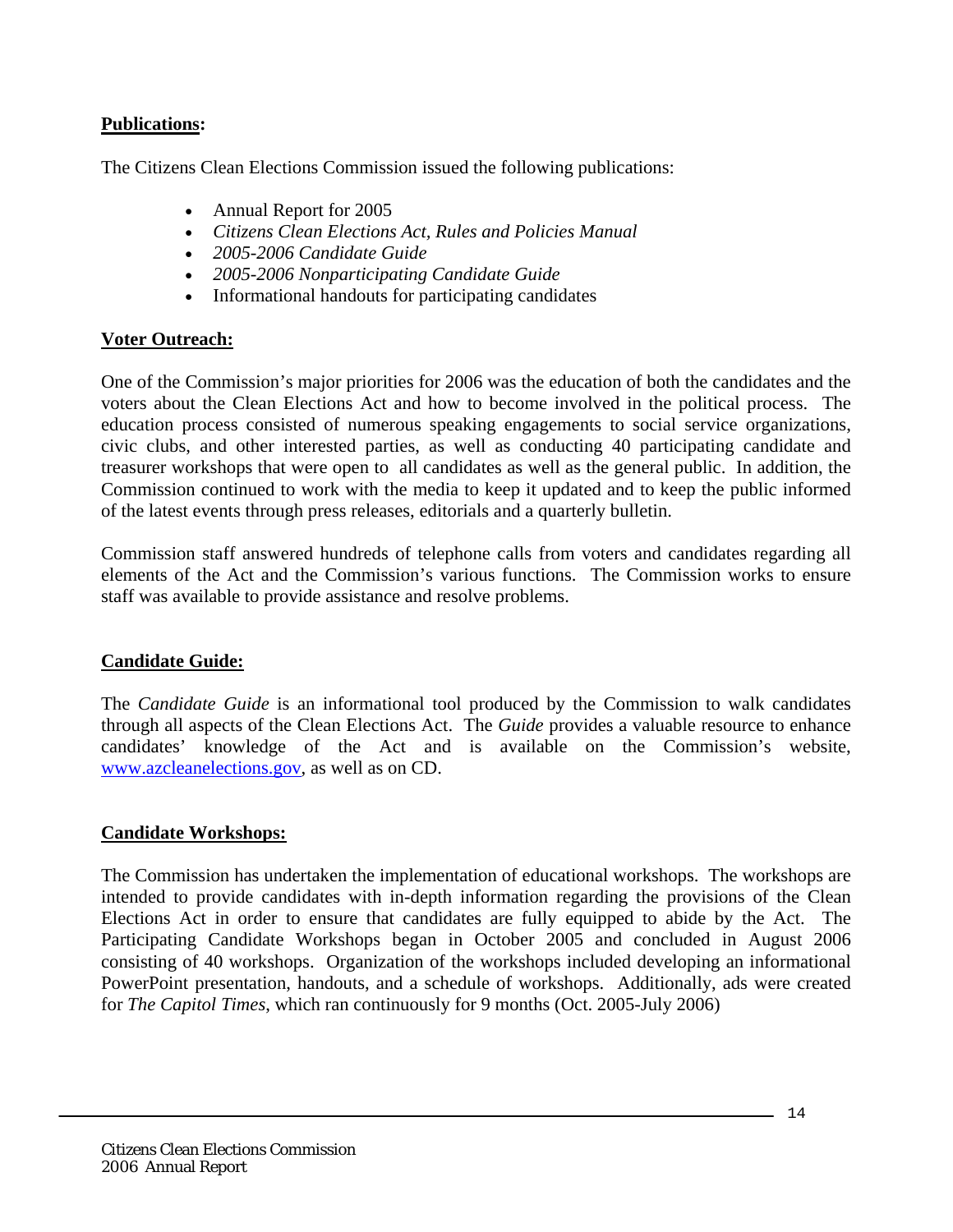**Publications:**

The Citizens Clean Elections Commission issued the following publications:

- Annual Report for 2005
- *Citizens Clean Elections Act, Rules and Policies Manual*
- *2005-2006 Candidate Guide*
- *2005-2006 Nonparticipating Candidate Guide*
- Informational handouts for participating candidates

**Voter Outreach:**

One of the Commission's major priorities for 2006 was the education of both the candidates and the voters about the Clean Elections Act and how to become involved in the political process. The education process consisted of numerous speaking engagements to social service organizations, civic clubs, and other interested parties, as well as conducting 40 participating candidate and treasurer workshops that were open to all candidates as well as the general public. In addition, the Commission continued to work with the media to keep it updated and to keep the public informed of the latest events through press releases, editorials and a quarterly bulletin.

Commission staff answered hundreds of telephone calls from voters and candidates regarding all elements of the Act and the Commission's various functions. The Commission works to ensure staff was available to provide assistance and resolve problems.

**Candidate Guide:**

The *Candidate Guide* is an informational tool produced by the Commission to walk candidates through all aspects of the Clean Elections Act. The *Guide* provides a valuable resource to enhance candidates' knowledge of the Act and is available on the Commission's website, www.azcleanelections.gov, as well as on CD.

**Candidate Workshops:**

The Commission has undertaken the implementation of educational workshops. The workshops are intended to provide candidates with in-depth information regarding the provisions of the Clean Elections Act in order to ensure that candidates are fully equipped to abide by the Act. The Participating Candidate Workshops began in October 2005 and concluded in August 2006 consisting of 40 workshops. Organization of the workshops included developing an informational PowerPoint presentation, handouts, and a schedule of workshops. Additionally, ads were created for *The Capitol Times*, which ran continuously for 9 months (Oct. 2005-July 2006)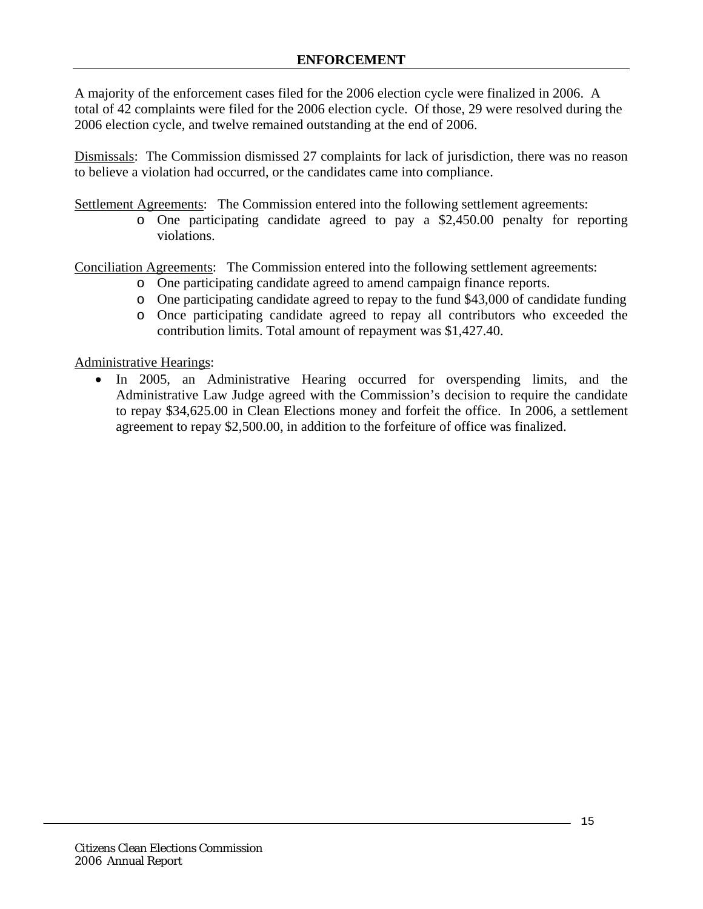## ENFORCEMENT

A majority of the enforcement cases filed for the 2006 election cycle were finalized in 2006. A total of 42 complaints were filed for the 2006 election cycle. Of those, 29 were resolved during the 2006 election cycle, and twelve remained outstanding at the end of 2006.

Dismissals: The Commission dismissed 27 complaints for lack of jurisdiction, there was no reason to believe a violation had occurred, or the candidates came into compliance.

Settlement Agreements: The Commission entered into the following settlement agreements:

- One participating candidate agreed to pay a $2,450.00 penalty for reporting violations.

Conciliation Agreements: The Commission entered into the following settlement agreements:

- One participating candidate agreed to amend campaign finance reports.
- One participating candidate agreed to repay to the fund $43,000 of candidate funding
- Once participating candidate agreed to repay all contributors who exceeded the contribution limits. Total amount of repayment was $1,427.40.

Administrative Hearings:

- In 2005, an Administrative Hearing occurred for overspending limits, and the Administrative Law Judge agreed with the Commission's decision to require the candidate to repay $34,625.00 in Clean Elections money and forfeit the office. In 2006, a settlement agreement to repay $2,500.00, in addition to the forfeiture of office was finalized.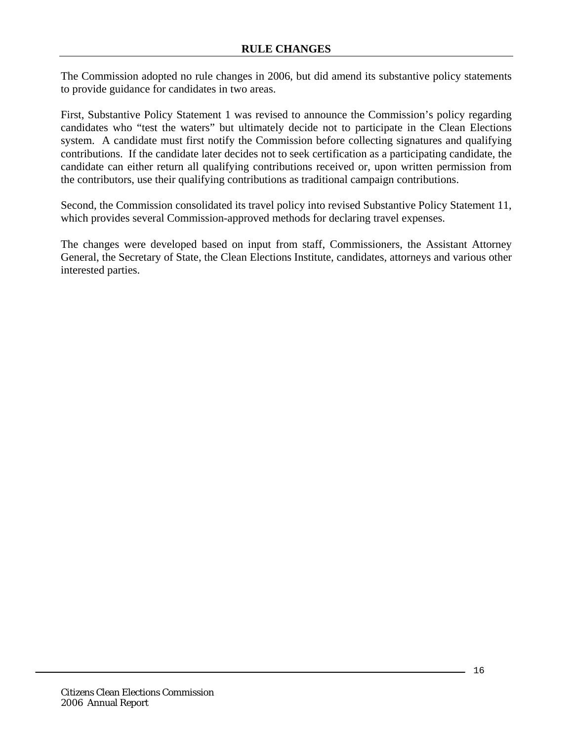## RULE CHANGES

The Commission adopted no rule changes in 2006, but did amend its substantive policy statements to provide guidance for candidates in two areas.

First, Substantive Policy Statement 1 was revised to announce the Commission's policy regarding candidates who "test the waters" but ultimately decide not to participate in the Clean Elections system. A candidate must first notify the Commission before collecting signatures and qualifying contributions. If the candidate later decides not to seek certification as a participating candidate, the candidate can either return all qualifying contributions received or, upon written permission from the contributors, use their qualifying contributions as traditional campaign contributions.

Second, the Commission consolidated its travel policy into revised Substantive Policy Statement 11, which provides several Commission-approved methods for declaring travel expenses.

The changes were developed based on input from staff, Commissioners, the Assistant Attorney General, the Secretary of State, the Clean Elections Institute, candidates, attorneys and various other interested parties.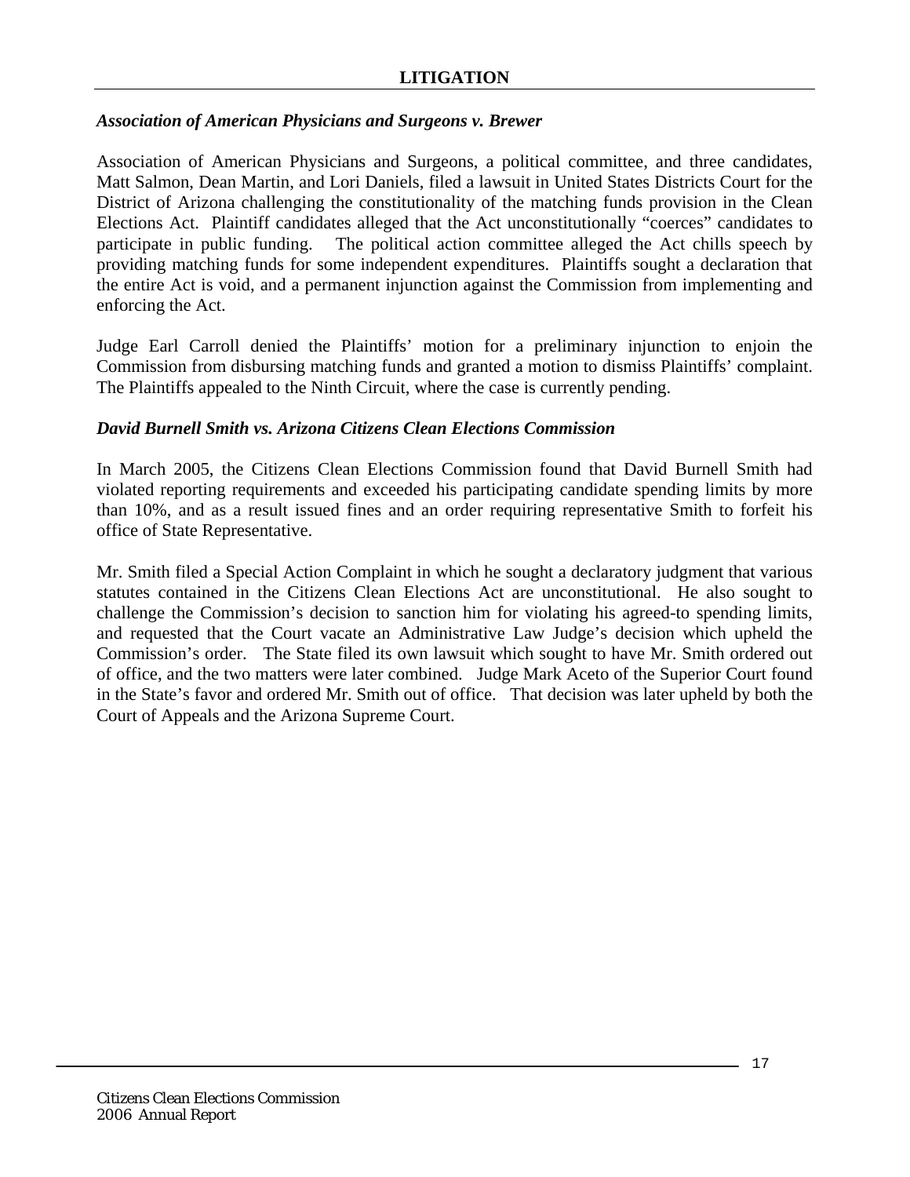## LITIGATION

***Association of American Physicians and Surgeons v. Brewer***

Association of American Physicians and Surgeons, a political committee, and three candidates, Matt Salmon, Dean Martin, and Lori Daniels, filed a lawsuit in United States Districts Court for the District of Arizona challenging the constitutionality of the matching funds provision in the Clean Elections Act. Plaintiff candidates alleged that the Act unconstitutionally "coerces" candidates to participate in public funding. The political action committee alleged the Act chills speech by providing matching funds for some independent expenditures. Plaintiffs sought a declaration that the entire Act is void, and a permanent injunction against the Commission from implementing and enforcing the Act.

Judge Earl Carroll denied the Plaintiffs' motion for a preliminary injunction to enjoin the Commission from disbursing matching funds and granted a motion to dismiss Plaintiffs' complaint. The Plaintiffs appealed to the Ninth Circuit, where the case is currently pending.

***David Burnell Smith vs. Arizona Citizens Clean Elections Commission***

In March 2005, the Citizens Clean Elections Commission found that David Burnell Smith had violated reporting requirements and exceeded his participating candidate spending limits by more than 10%, and as a result issued fines and an order requiring representative Smith to forfeit his office of State Representative.

Mr. Smith filed a Special Action Complaint in which he sought a declaratory judgment that various statutes contained in the Citizens Clean Elections Act are unconstitutional. He also sought to challenge the Commission's decision to sanction him for violating his agreed-to spending limits, and requested that the Court vacate an Administrative Law Judge's decision which upheld the Commission's order. The State filed its own lawsuit which sought to have Mr. Smith ordered out of office, and the two matters were later combined. Judge Mark Aceto of the Superior Court found in the State's favor and ordered Mr. Smith out of office. That decision was later upheld by both the Court of Appeals and the Arizona Supreme Court.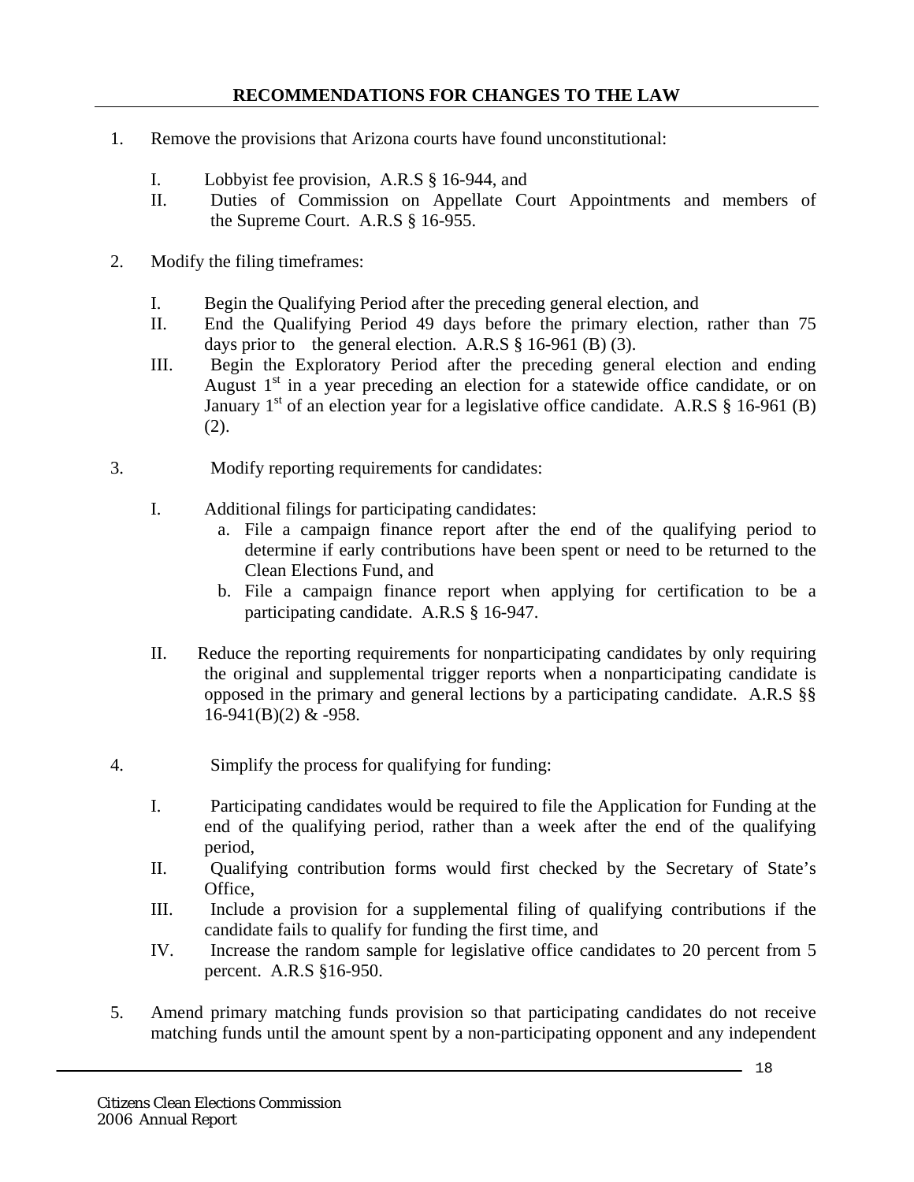## RECOMMENDATIONS FOR CHANGES TO THE LAW

1. Remove the provisions that Arizona courts have found unconstitutional:

   I. Lobbyist fee provision, A.R.S § 16-944, and
   II. Duties of Commission on Appellate Court Appointments and members of the Supreme Court. A.R.S § 16-955.

2. Modify the filing timeframes:

   I. Begin the Qualifying Period after the preceding general election, and
   II. End the Qualifying Period 49 days before the primary election, rather than 75 days prior to the general election. A.R.S § 16-961 (B) (3).
   III. Begin the Exploratory Period after the preceding general election and ending August 1st in a year preceding an election for a statewide office candidate, or on January 1st of an election year for a legislative office candidate. A.R.S § 16-961 (B) (2).

3. Modify reporting requirements for candidates:

   I. Additional filings for participating candidates:
      a. File a campaign finance report after the end of the qualifying period to determine if early contributions have been spent or need to be returned to the Clean Elections Fund, and
      b. File a campaign finance report when applying for certification to be a participating candidate. A.R.S § 16-947.

   II. Reduce the reporting requirements for nonparticipating candidates by only requiring the original and supplemental trigger reports when a nonparticipating candidate is opposed in the primary and general lections by a participating candidate. A.R.S §§ 16-941(B)(2) & -958.

4. Simplify the process for qualifying for funding:

   I. Participating candidates would be required to file the Application for Funding at the end of the qualifying period, rather than a week after the end of the qualifying period,
   II. Qualifying contribution forms would first checked by the Secretary of State's Office,
   III. Include a provision for a supplemental filing of qualifying contributions if the candidate fails to qualify for funding the first time, and
   IV. Increase the random sample for legislative office candidates to 20 percent from 5 percent. A.R.S §16-950.

5. Amend primary matching funds provision so that participating candidates do not receive matching funds until the amount spent by a non-participating opponent and any independent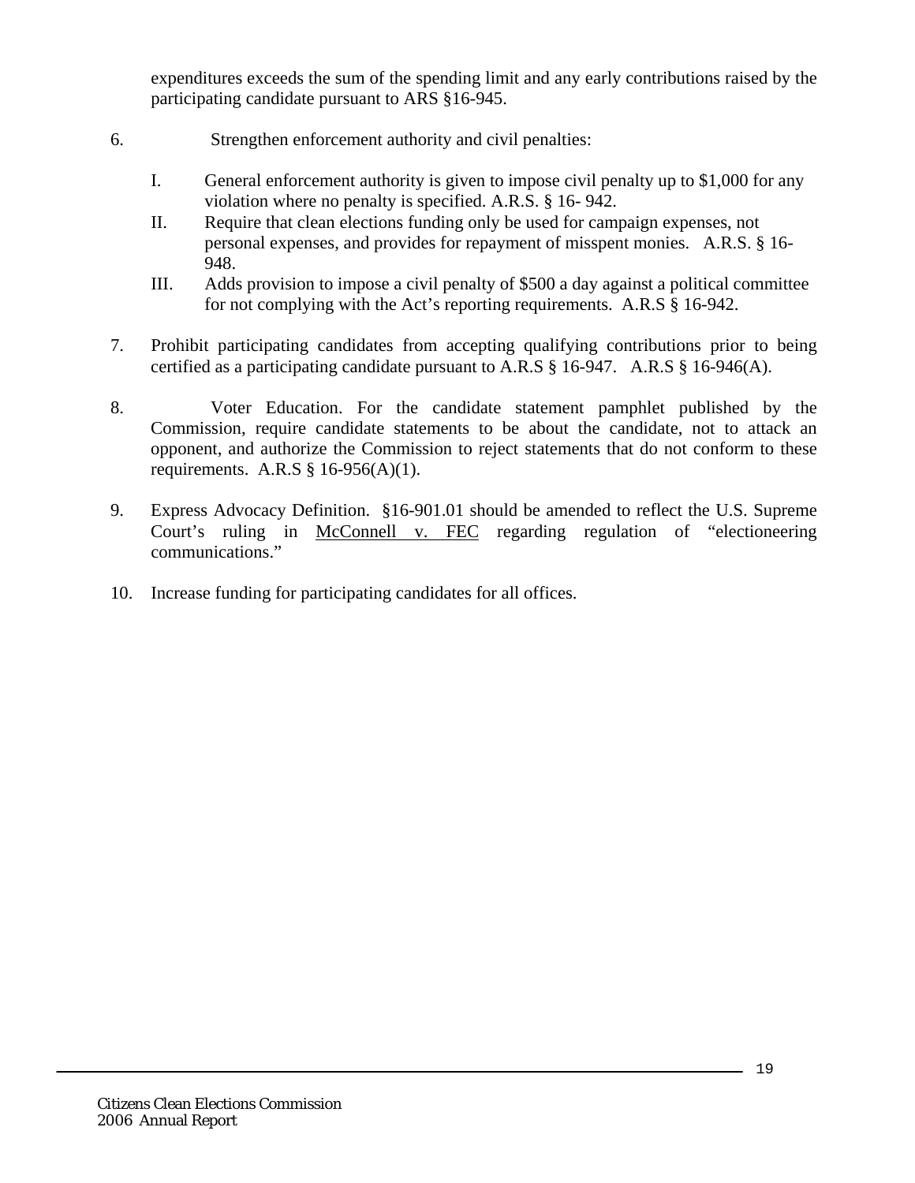expenditures exceeds the sum of the spending limit and any early contributions raised by the participating candidate pursuant to ARS §16-945.

6. Strengthen enforcement authority and civil penalties:

   I. General enforcement authority is given to impose civil penalty up to $1,000 for any violation where no penalty is specified. A.R.S. § 16- 942.

   II. Require that clean elections funding only be used for campaign expenses, not personal expenses, and provides for repayment of misspent monies. A.R.S. § 16-948.

   III. Adds provision to impose a civil penalty of $500 a day against a political committee for not complying with the Act's reporting requirements. A.R.S § 16-942.

7. Prohibit participating candidates from accepting qualifying contributions prior to being certified as a participating candidate pursuant to A.R.S § 16-947. A.R.S § 16-946(A).

8. Voter Education. For the candidate statement pamphlet published by the Commission, require candidate statements to be about the candidate, not to attack an opponent, and authorize the Commission to reject statements that do not conform to these requirements. A.R.S § 16-956(A)(1).

9. Express Advocacy Definition. §16-901.01 should be amended to reflect the U.S. Supreme Court's ruling in McConnell v. FEC regarding regulation of "electioneering communications."

10. Increase funding for participating candidates for all offices.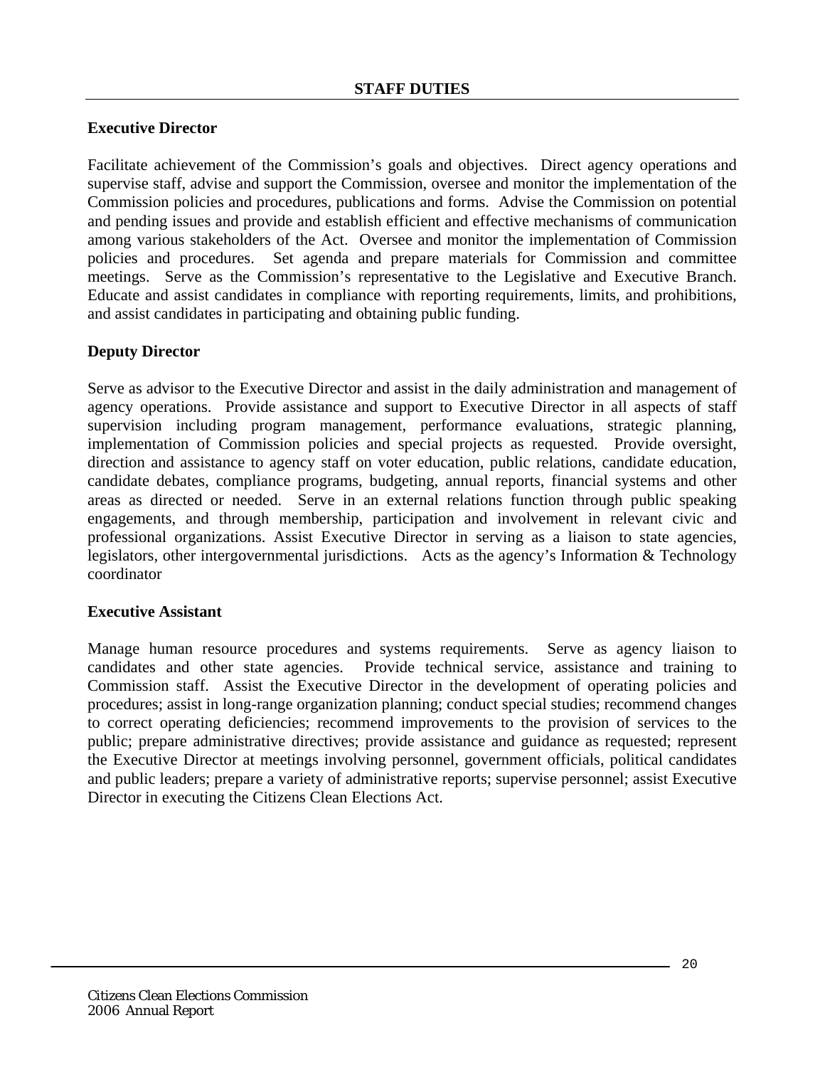# STAFF DUTIES

## Executive Director

Facilitate achievement of the Commission's goals and objectives. Direct agency operations and supervise staff, advise and support the Commission, oversee and monitor the implementation of the Commission policies and procedures, publications and forms. Advise the Commission on potential and pending issues and provide and establish efficient and effective mechanisms of communication among various stakeholders of the Act. Oversee and monitor the implementation of Commission policies and procedures. Set agenda and prepare materials for Commission and committee meetings. Serve as the Commission's representative to the Legislative and Executive Branch. Educate and assist candidates in compliance with reporting requirements, limits, and prohibitions, and assist candidates in participating and obtaining public funding.

## Deputy Director

Serve as advisor to the Executive Director and assist in the daily administration and management of agency operations. Provide assistance and support to Executive Director in all aspects of staff supervision including program management, performance evaluations, strategic planning, implementation of Commission policies and special projects as requested. Provide oversight, direction and assistance to agency staff on voter education, public relations, candidate education, candidate debates, compliance programs, budgeting, annual reports, financial systems and other areas as directed or needed. Serve in an external relations function through public speaking engagements, and through membership, participation and involvement in relevant civic and professional organizations. Assist Executive Director in serving as a liaison to state agencies, legislators, other intergovernmental jurisdictions. Acts as the agency's Information & Technology coordinator

## Executive Assistant

Manage human resource procedures and systems requirements. Serve as agency liaison to candidates and other state agencies. Provide technical service, assistance and training to Commission staff. Assist the Executive Director in the development of operating policies and procedures; assist in long-range organization planning; conduct special studies; recommend changes to correct operating deficiencies; recommend improvements to the provision of services to the public; prepare administrative directives; provide assistance and guidance as requested; represent the Executive Director at meetings involving personnel, government officials, political candidates and public leaders; prepare a variety of administrative reports; supervise personnel; assist Executive Director in executing the Citizens Clean Elections Act.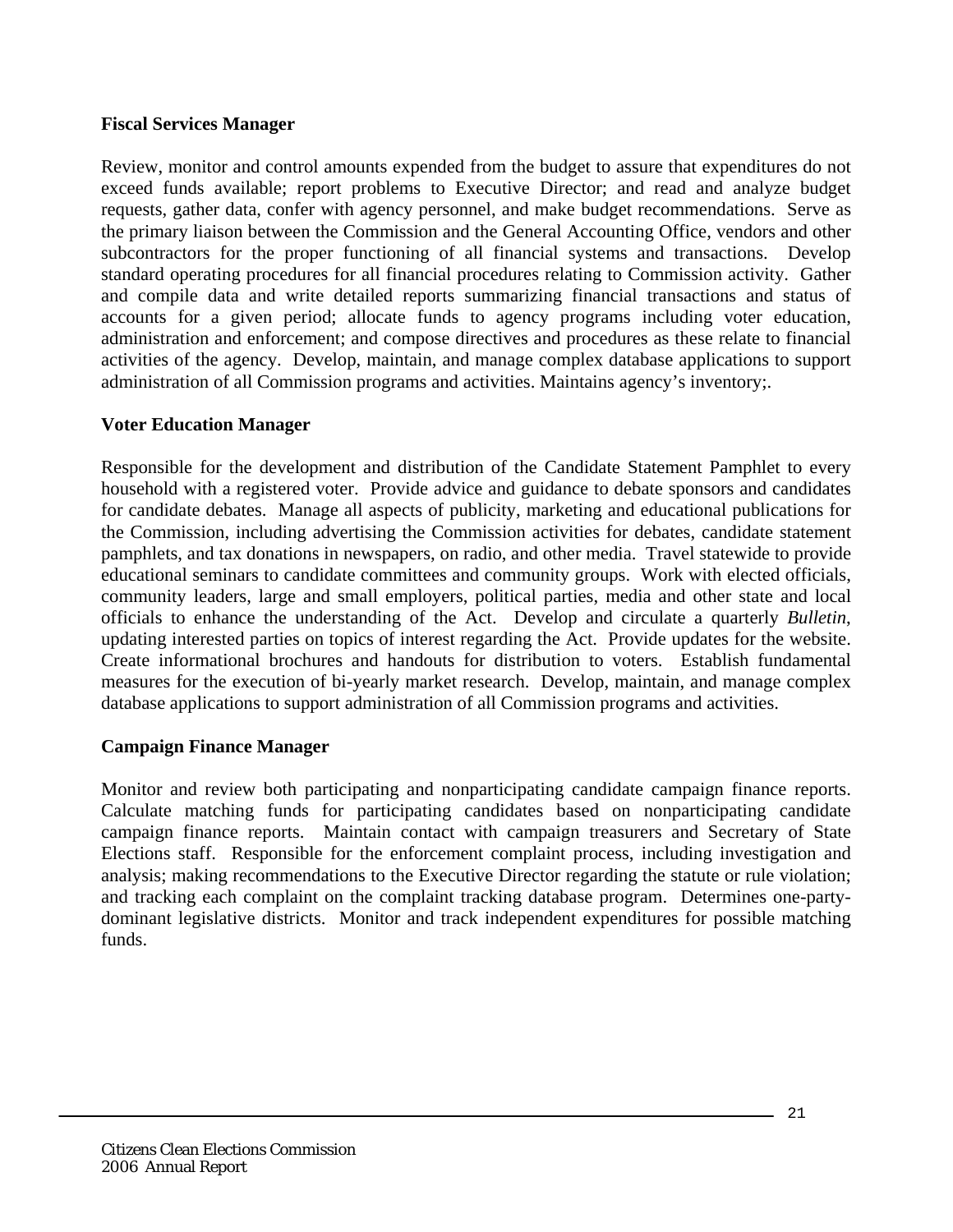**Fiscal Services Manager**

Review, monitor and control amounts expended from the budget to assure that expenditures do not exceed funds available; report problems to Executive Director; and read and analyze budget requests, gather data, confer with agency personnel, and make budget recommendations. Serve as the primary liaison between the Commission and the General Accounting Office, vendors and other subcontractors for the proper functioning of all financial systems and transactions. Develop standard operating procedures for all financial procedures relating to Commission activity. Gather and compile data and write detailed reports summarizing financial transactions and status of accounts for a given period; allocate funds to agency programs including voter education, administration and enforcement; and compose directives and procedures as these relate to financial activities of the agency. Develop, maintain, and manage complex database applications to support administration of all Commission programs and activities. Maintains agency's inventory;.

**Voter Education Manager**

Responsible for the development and distribution of the Candidate Statement Pamphlet to every household with a registered voter. Provide advice and guidance to debate sponsors and candidates for candidate debates. Manage all aspects of publicity, marketing and educational publications for the Commission, including advertising the Commission activities for debates, candidate statement pamphlets, and tax donations in newspapers, on radio, and other media. Travel statewide to provide educational seminars to candidate committees and community groups. Work with elected officials, community leaders, large and small employers, political parties, media and other state and local officials to enhance the understanding of the Act. Develop and circulate a quarterly *Bulletin*, updating interested parties on topics of interest regarding the Act. Provide updates for the website. Create informational brochures and handouts for distribution to voters. Establish fundamental measures for the execution of bi-yearly market research. Develop, maintain, and manage complex database applications to support administration of all Commission programs and activities.

**Campaign Finance Manager**

Monitor and review both participating and nonparticipating candidate campaign finance reports. Calculate matching funds for participating candidates based on nonparticipating candidate campaign finance reports. Maintain contact with campaign treasurers and Secretary of State Elections staff. Responsible for the enforcement complaint process, including investigation and analysis; making recommendations to the Executive Director regarding the statute or rule violation; and tracking each complaint on the complaint tracking database program. Determines one-party-dominant legislative districts. Monitor and track independent expenditures for possible matching funds.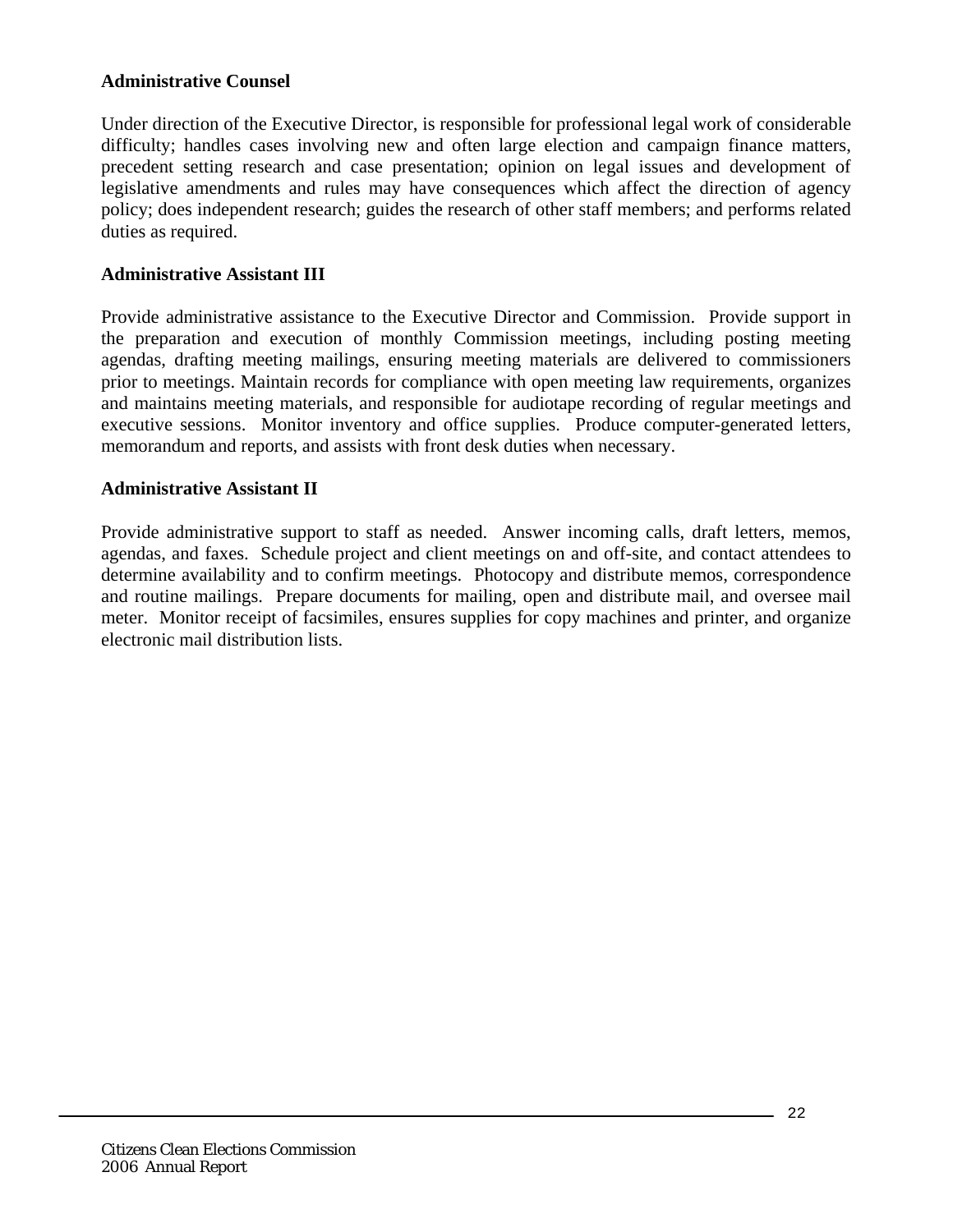**Administrative Counsel**

Under direction of the Executive Director, is responsible for professional legal work of considerable difficulty; handles cases involving new and often large election and campaign finance matters, precedent setting research and case presentation; opinion on legal issues and development of legislative amendments and rules may have consequences which affect the direction of agency policy; does independent research; guides the research of other staff members; and performs related duties as required.

**Administrative Assistant III**

Provide administrative assistance to the Executive Director and Commission. Provide support in the preparation and execution of monthly Commission meetings, including posting meeting agendas, drafting meeting mailings, ensuring meeting materials are delivered to commissioners prior to meetings. Maintain records for compliance with open meeting law requirements, organizes and maintains meeting materials, and responsible for audiotape recording of regular meetings and executive sessions. Monitor inventory and office supplies. Produce computer-generated letters, memorandum and reports, and assists with front desk duties when necessary.

**Administrative Assistant II**

Provide administrative support to staff as needed. Answer incoming calls, draft letters, memos, agendas, and faxes. Schedule project and client meetings on and off-site, and contact attendees to determine availability and to confirm meetings. Photocopy and distribute memos, correspondence and routine mailings. Prepare documents for mailing, open and distribute mail, and oversee mail meter. Monitor receipt of facsimiles, ensures supplies for copy machines and printer, and organize electronic mail distribution lists.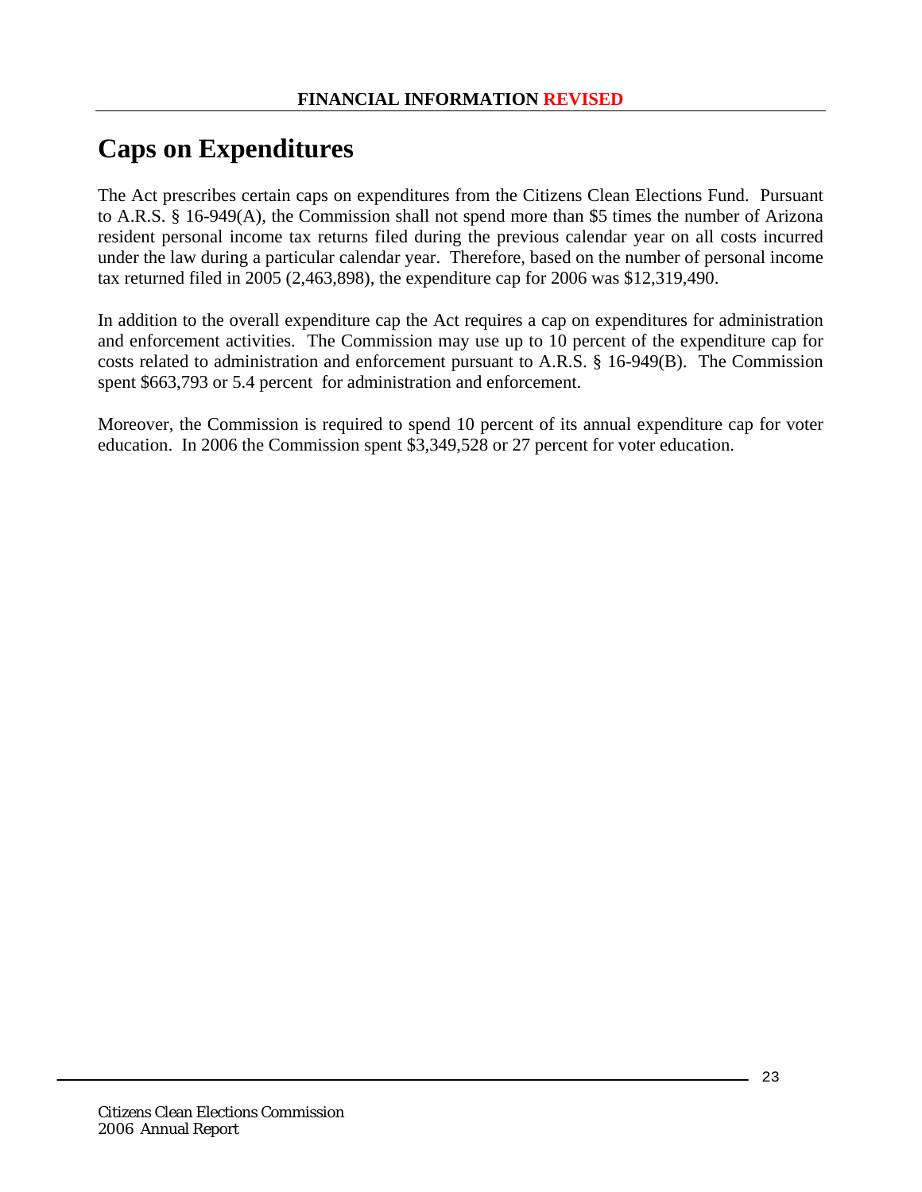**FINANCIAL INFORMATION REVISED**

# Caps on Expenditures

The Act prescribes certain caps on expenditures from the Citizens Clean Elections Fund. Pursuant to A.R.S. § 16-949(A), the Commission shall not spend more than $5 times the number of Arizona resident personal income tax returns filed during the previous calendar year on all costs incurred under the law during a particular calendar year. Therefore, based on the number of personal income tax returned filed in 2005 (2,463,898), the expenditure cap for 2006 was $12,319,490.

In addition to the overall expenditure cap the Act requires a cap on expenditures for administration and enforcement activities. The Commission may use up to 10 percent of the expenditure cap for costs related to administration and enforcement pursuant to A.R.S. § 16-949(B). The Commission spent $663,793 or 5.4 percent for administration and enforcement.

Moreover, the Commission is required to spend 10 percent of its annual expenditure cap for voter education. In 2006 the Commission spent $3,349,528 or 27 percent for voter education.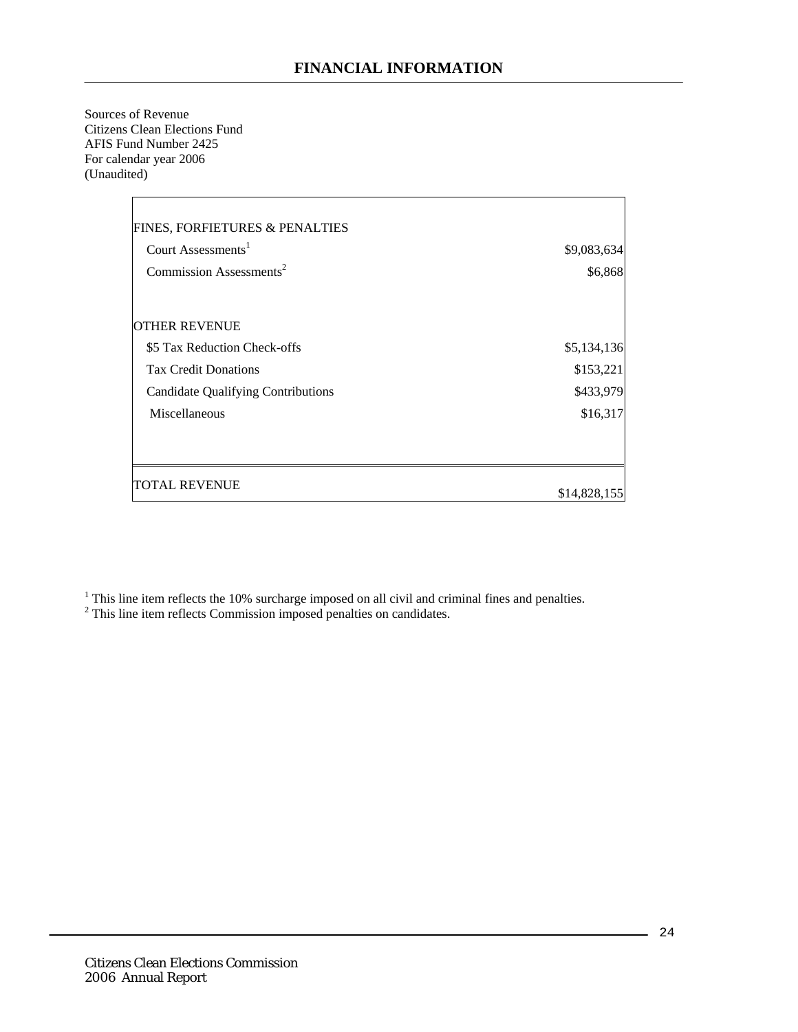## FINANCIAL INFORMATION

Sources of Revenue
Citizens Clean Elections Fund
AFIS Fund Number 2425
For calendar year 2006
(Unaudited)

| | |
|---|---|
| FINES, FORFIETURES & PENALTIES | |
| Court Assessments[1] | $9,083,634 |
| Commission Assessments[2] | $6,868 |
| | |
| OTHER REVENUE | |
| $5 Tax Reduction Check-offs | $5,134,136 |
| Tax Credit Donations | $153,221 |
| Candidate Qualifying Contributions | $433,979 |
| Miscellaneous | $16,317 |
| | |
| TOTAL REVENUE | $14,828,155 |

[1] This line item reflects the 10% surcharge imposed on all civil and criminal fines and penalties.
[2] This line item reflects Commission imposed penalties on candidates.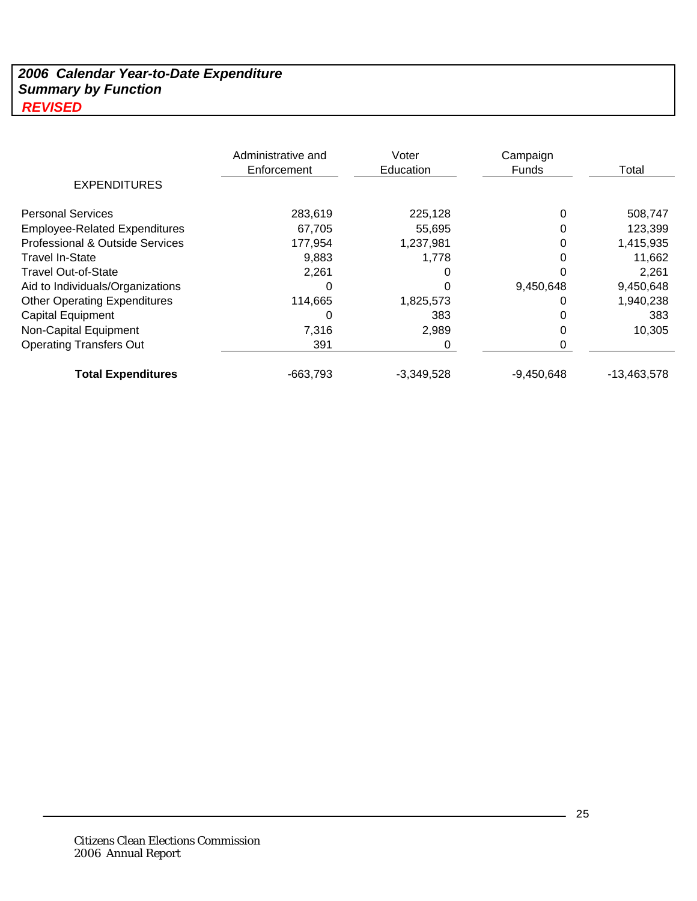***2006 Calendar Year-to-Date Expenditure Summary by Function***
***REVISED***

| EXPENDITURES | Administrative and Enforcement | Voter Education | Campaign Funds | Total |
|---|---|---|---|---|
| Personal Services | 283,619 | 225,128 | 0 | 508,747 |
| Employee-Related Expenditures | 67,705 | 55,695 | 0 | 123,399 |
| Professional & Outside Services | 177,954 | 1,237,981 | 0 | 1,415,935 |
| Travel In-State | 9,883 | 1,778 | 0 | 11,662 |
| Travel Out-of-State | 2,261 | 0 | 0 | 2,261 |
| Aid to Individuals/Organizations | 0 | 0 | 9,450,648 | 9,450,648 |
| Other Operating Expenditures | 114,665 | 1,825,573 | 0 | 1,940,238 |
| Capital Equipment | 0 | 383 | 0 | 383 |
| Non-Capital Equipment | 7,316 | 2,989 | 0 | 10,305 |
| Operating Transfers Out | 391 | 0 | 0 | |
| **Total Expenditures** | -663,793 | -3,349,528 | -9,450,648 | -13,463,578 |

Citizens Clean Elections Commission
2006 Annual Report